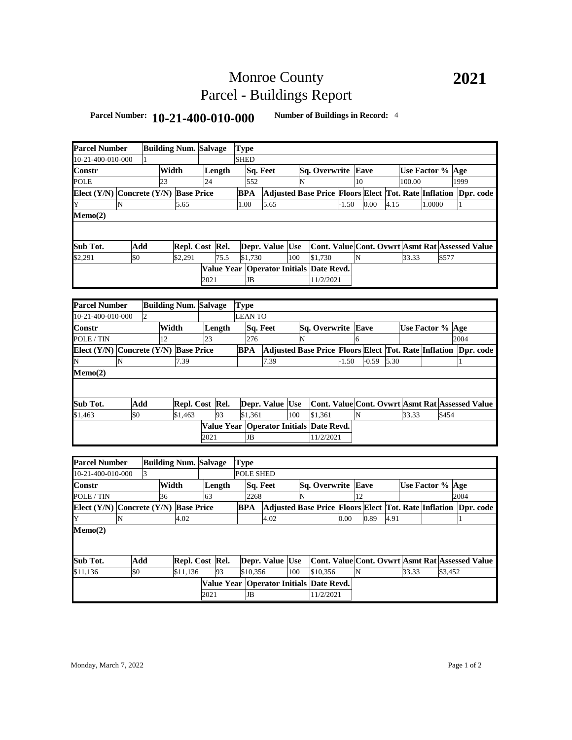# Monroe County
# Parcel - Buildings Report

**2021**

**Parcel Number:** **10-21-400-010-000** **Number of Buildings in Record:** 4

| Parcel Number | Building Num. | Salvage | Type | | | | | | |
|---|---|---|---|---|---|---|---|---|---|
| 10-21-400-010-000 | 1 | | SHED | | | | | | |
| **Constr** | **Width** | **Length** | **Sq. Feet** | **Sq. Overwrite** | **Eave** | **Use Factor %** | **Age** | | |
| POLE | 23 | 24 | 552 | N | 10 | 100.00 | 1999 | | |
| **Elect (Y/N)** | **Concrete (Y/N)** | **Base Price** | **BPA** | **Adjusted Base Price** | **Floors** | **Elect** | **Tot. Rate** | **Inflation** | **Dpr. code** |
| Y | N | 5.65 | 1.00 | 5.65 | -1.50 | 0.00 | 4.15 | 1.0000 | 1 |
| **Memo(2)** | | | | | | | | | |
| | | | | | | | | | |
| **Sub Tot.** | **Add** | **Repl. Cost** | **Rel.** | **Depr. Value** | **Use** | **Cont. Value** | **Cont. Ovwrt** | **Asmt Rat** | **Assessed Value** |
| $2,291 | $0 | $2,291 | 75.5 | $1,730 | 100 | $1,730 | N | 33.33 | $577 |
| | | | **Value Year** | **Operator Initials** | **Date Revd.** | | | | |
| | | | 2021 | JB | 11/2/2021 | | | | |

| Parcel Number | Building Num. | Salvage | Type | | | | | | |
|---|---|---|---|---|---|---|---|---|---|
| 10-21-400-010-000 | 2 | | LEAN TO | | | | | | |
| **Constr** | **Width** | **Length** | **Sq. Feet** | **Sq. Overwrite** | **Eave** | **Use Factor %** | **Age** | | |
| POLE / TIN | 12 | 23 | 276 | N | 6 | | 2004 | | |
| **Elect (Y/N)** | **Concrete (Y/N)** | **Base Price** | **BPA** | **Adjusted Base Price** | **Floors** | **Elect** | **Tot. Rate** | **Inflation** | **Dpr. code** |
| N | N | 7.39 | | 7.39 | -1.50 | -0.59 | 5.30 | | 1 |
| **Memo(2)** | | | | | | | | | |
| | | | | | | | | | |
| **Sub Tot.** | **Add** | **Repl. Cost** | **Rel.** | **Depr. Value** | **Use** | **Cont. Value** | **Cont. Ovwrt** | **Asmt Rat** | **Assessed Value** |
| $1,463 | $0 | $1,463 | 93 | $1,361 | 100 | $1,361 | N | 33.33 | $454 |
| | | | **Value Year** | **Operator Initials** | **Date Revd.** | | | | |
| | | | 2021 | JB | 11/2/2021 | | | | |

| Parcel Number | Building Num. | Salvage | Type | | | | | | |
|---|---|---|---|---|---|---|---|---|---|
| 10-21-400-010-000 | 3 | | POLE SHED | | | | | | |
| **Constr** | **Width** | **Length** | **Sq. Feet** | **Sq. Overwrite** | **Eave** | **Use Factor %** | **Age** | | |
| POLE / TIN | 36 | 63 | 2268 | N | 12 | | 2004 | | |
| **Elect (Y/N)** | **Concrete (Y/N)** | **Base Price** | **BPA** | **Adjusted Base Price** | **Floors** | **Elect** | **Tot. Rate** | **Inflation** | **Dpr. code** |
| Y | N | 4.02 | | 4.02 | 0.00 | 0.89 | 4.91 | | 1 |
| **Memo(2)** | | | | | | | | | |
| | | | | | | | | | |
| **Sub Tot.** | **Add** | **Repl. Cost** | **Rel.** | **Depr. Value** | **Use** | **Cont. Value** | **Cont. Ovwrt** | **Asmt Rat** | **Assessed Value** |
| $11,136 | $0 | $11,136 | 93 | $10,356 | 100 | $10,356 | N | 33.33 | $3,452 |
| | | | **Value Year** | **Operator Initials** | **Date Revd.** | | | | |
| | | | 2021 | JB | 11/2/2021 | | | | |

Monday, March 7, 2022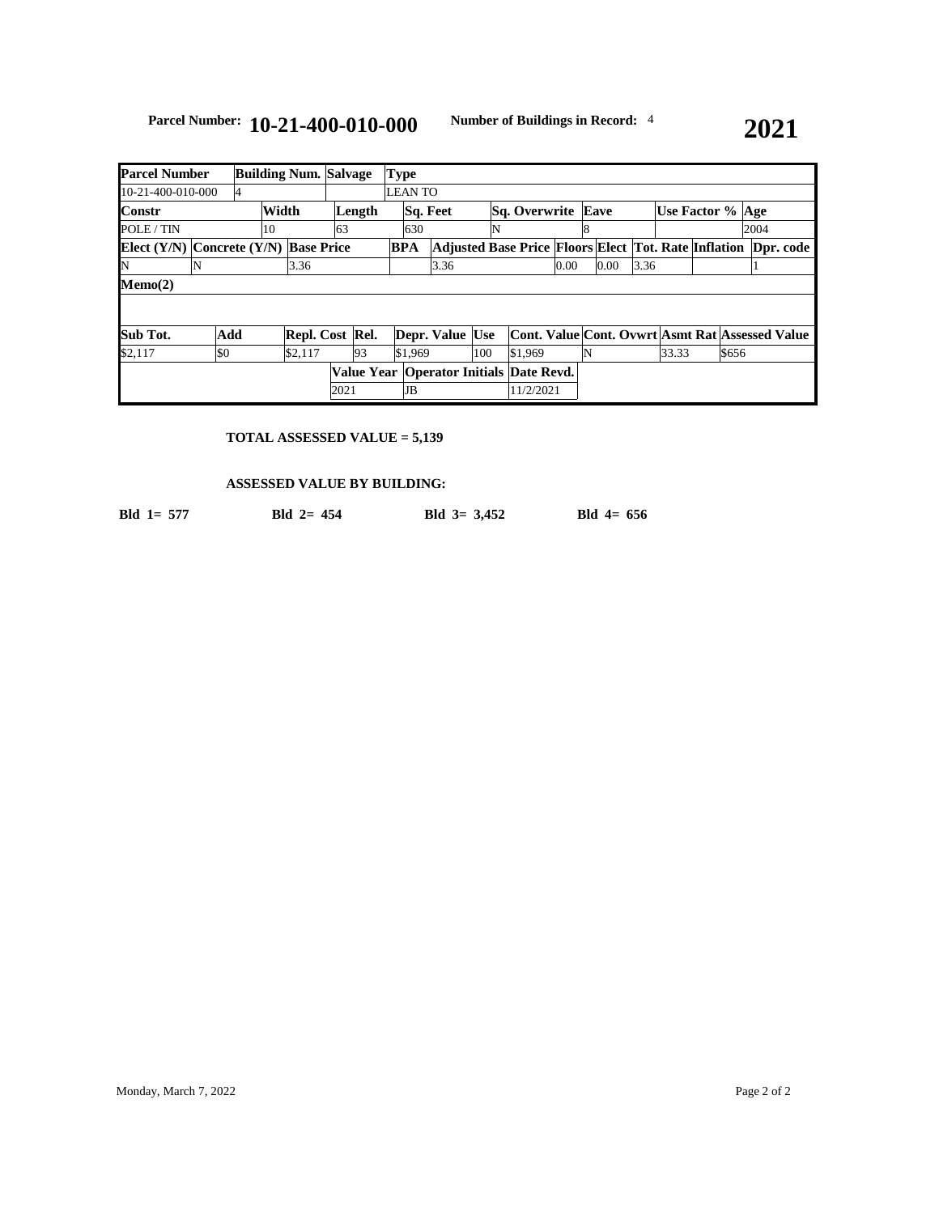**Parcel Number: 10-21-400-010-000** **Number of Buildings in Record:** 4 **2021**

| Parcel Number | Building Num. | Salvage | Type |
|---|---|---|---|
| 10-21-400-010-000 | 4 | | LEAN TO |

| Constr | Width | Length | Sq. Feet | Sq. Overwrite | Eave | Use Factor % | Age |
|---|---|---|---|---|---|---|---|
| POLE / TIN | 10 | 63 | 630 | N | 8 | | 2004 |

| Elect (Y/N) | Concrete (Y/N) | Base Price | BPA | Adjusted Base Price | Floors | Elect | Tot. Rate | Inflation | Dpr. code |
|---|---|---|---|---|---|---|---|---|---|
| N | N | 3.36 | | 3.36 | 0.00 | 0.00 | 3.36 | | 1 |

**Memo(2)**

| Sub Tot. | Add | Repl. Cost | Rel. | Depr. Value | Use | Cont. Value | Cont. Ovwrt | Asmt Rat | Assessed Value |
|---|---|---|---|---|---|---|---|---|---|
| $2,117 | $0 | $2,117 | 93 | $1,969 | 100 | $1,969 | N | 33.33 | $656 |

| Value Year | Operator Initials | Date Revd. |
|---|---|---|
| 2021 | JB | 11/2/2021 |

**TOTAL ASSESSED VALUE = 5,139**

**ASSESSED VALUE BY BUILDING:**

**Bld 1= 577** **Bld 2= 454** **Bld 3= 3,452** **Bld 4= 656**

Monday, March 7, 2022